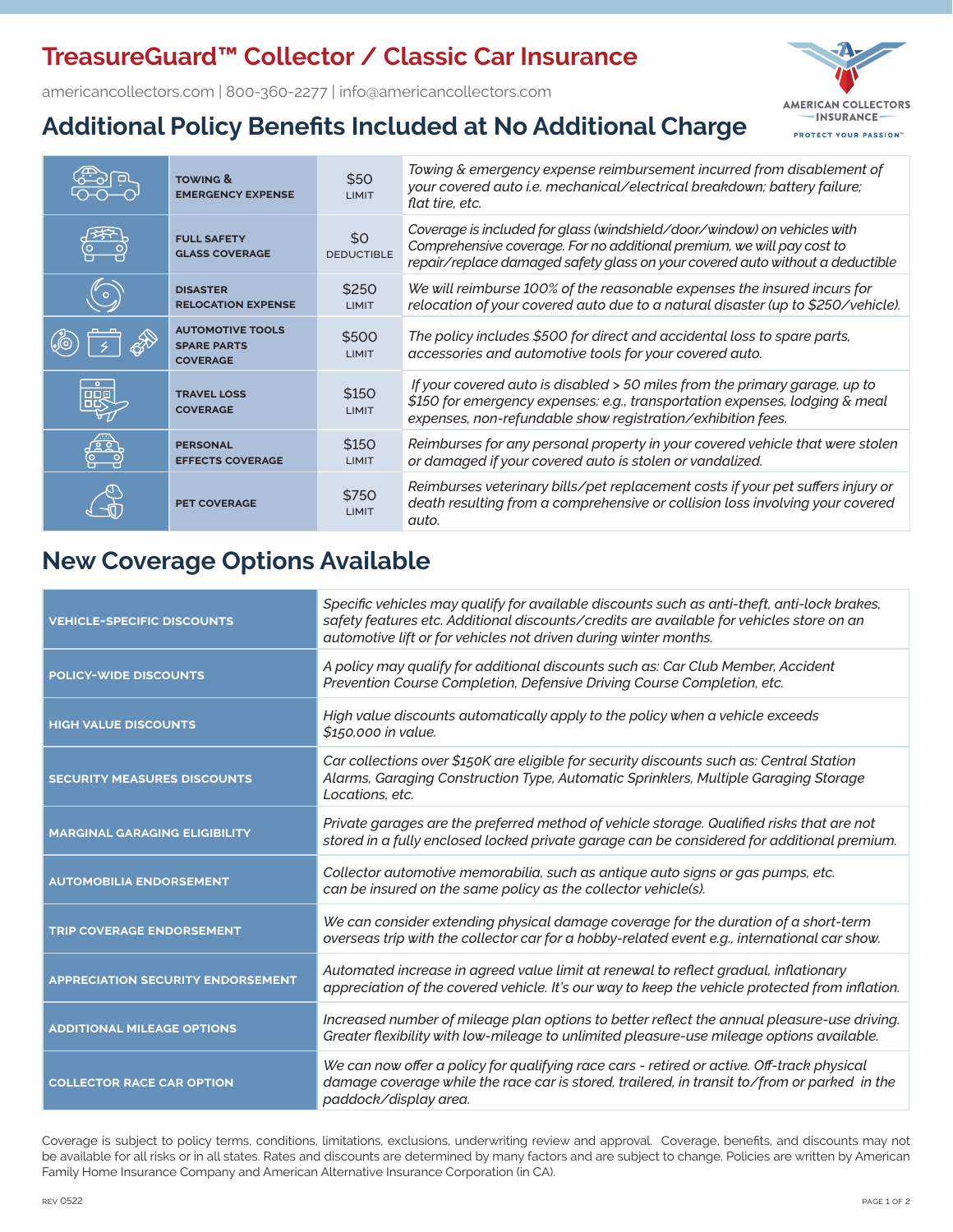# TreasureGuard™ Collector / Classic Car Insurance

americancollectors.com | 800-360-2277 | info@americancollectors.com

AMERICAN COLLECTORS INSURANCE

PROTECT YOUR PASSION™

## Additional Policy Benefits Included at No Additional Charge

| Benefit | Amount | Description |
|---|---|---|
| TOWING & EMERGENCY EXPENSE | $50 LIMIT | *Towing & emergency expense reimbursement incurred from disablement of your covered auto i.e. mechanical/electrical breakdown; battery failure; flat tire, etc.* |
| FULL SAFETY GLASS COVERAGE | $0 DEDUCTIBLE | *Coverage is included for glass (windshield/door/window) on vehicles with Comprehensive coverage. For no additional premium, we will pay cost to repair/replace damaged safety glass on your covered auto without a deductible* |
| DISASTER RELOCATION EXPENSE | $250 LIMIT | *We will reimburse 100% of the reasonable expenses the insured incurs for relocation of your covered auto due to a natural disaster (up to $250/vehicle).* |
| AUTOMOTIVE TOOLS SPARE PARTS COVERAGE | $500 LIMIT | *The policy includes $500 for direct and accidental loss to spare parts, accessories and automotive tools for your covered auto.* |
| TRAVEL LOSS COVERAGE | $150 LIMIT | *If your covered auto is disabled > 50 miles from the primary garage, up to $150 for emergency expenses: e.g., transportation expenses, lodging & meal expenses, non-refundable show registration/exhibition fees.* |
| PERSONAL EFFECTS COVERAGE | $150 LIMIT | *Reimburses for any personal property in your covered vehicle that were stolen or damaged if your covered auto is stolen or vandalized.* |
| PET COVERAGE | $750 LIMIT | *Reimburses veterinary bills/pet replacement costs if your pet suffers injury or death resulting from a comprehensive or collision loss involving your covered auto.* |

## New Coverage Options Available

| Option | Description |
|---|---|
| VEHICLE-SPECIFIC DISCOUNTS | *Specific vehicles may qualify for available discounts such as anti-theft, anti-lock brakes, safety features etc. Additional discounts/credits are available for vehicles store on an automotive lift or for vehicles not driven during winter months.* |
| POLICY-WIDE DISCOUNTS | *A policy may qualify for additional discounts such as: Car Club Member, Accident Prevention Course Completion, Defensive Driving Course Completion, etc.* |
| HIGH VALUE DISCOUNTS | *High value discounts automatically apply to the policy when a vehicle exceeds $150,000 in value.* |
| SECURITY MEASURES DISCOUNTS | *Car collections over $150K are eligible for security discounts such as: Central Station Alarms, Garaging Construction Type, Automatic Sprinklers, Multiple Garaging Storage Locations, etc.* |
| MARGINAL GARAGING ELIGIBILITY | *Private garages are the preferred method of vehicle storage. Qualified risks that are not stored in a fully enclosed locked private garage can be considered for additional premium.* |
| AUTOMOBILIA ENDORSEMENT | *Collector automotive memorabilia, such as antique auto signs or gas pumps, etc. can be insured on the same policy as the collector vehicle(s).* |
| TRIP COVERAGE ENDORSEMENT | *We can consider extending physical damage coverage for the duration of a short-term overseas trip with the collector car for a hobby-related event e.g., international car show.* |
| APPRECIATION SECURITY ENDORSEMENT | *Automated increase in agreed value limit at renewal to reflect gradual, inflationary appreciation of the covered vehicle. It's our way to keep the vehicle protected from inflation.* |
| ADDITIONAL MILEAGE OPTIONS | *Increased number of mileage plan options to better reflect the annual pleasure-use driving. Greater flexibility with low-mileage to unlimited pleasure-use mileage options available.* |
| COLLECTOR RACE CAR OPTION | *We can now offer a policy for qualifying race cars - retired or active. Off-track physical damage coverage while the race car is stored, trailered, in transit to/from or parked in the paddock/display area.* |

Coverage is subject to policy terms, conditions, limitations, exclusions, underwriting review and approval. Coverage, benefits, and discounts may not be available for all risks or in all states. Rates and discounts are determined by many factors and are subject to change. Policies are written by American Family Home Insurance Company and American Alternative Insurance Corporation (in CA).

REV 0522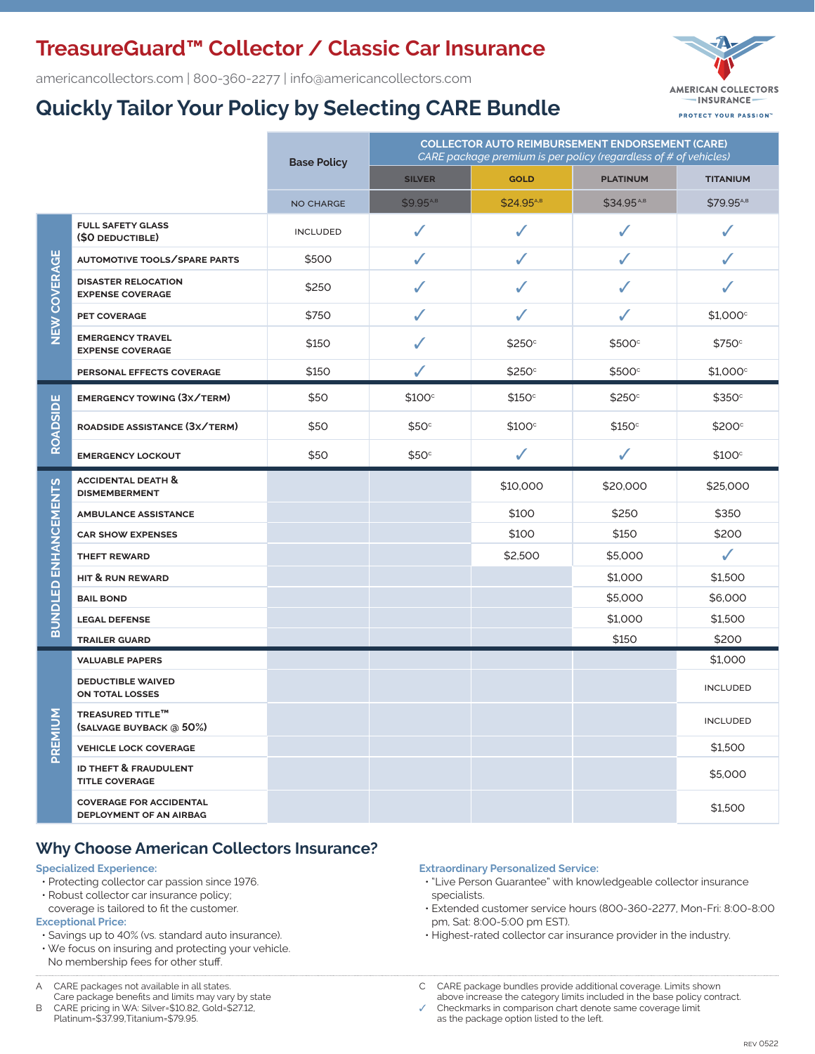# TreasureGuard™ Collector / Classic Car Insurance

americancollectors.com | 800-360-2277 | info@americancollectors.com

AMERICAN COLLECTORS INSURANCE

PROTECT YOUR PASSION™

## Quickly Tailor Your Policy by Selecting CARE Bundle

| | | Base Policy | COLLECTOR AUTO REIMBURSEMENT ENDORSEMENT (CARE) *CARE package premium is per policy (regardless of # of vehicles)* | | | |
|---|---|---|---|---|---|---|
| | | | SILVER | GOLD | PLATINUM | TITANIUM |
| | | NO CHARGE | $9.95 A,B | $24.95 A,B | $34.95 A,B | $79.95 A,B |
| NEW COVERAGE | FULL SAFETY GLASS ($0 DEDUCTIBLE) | INCLUDED | ✓ | ✓ | ✓ | ✓ |
| | AUTOMOTIVE TOOLS/SPARE PARTS | $500 | ✓ | ✓ | ✓ | ✓ |
| | DISASTER RELOCATION EXPENSE COVERAGE | $250 | ✓ | ✓ | ✓ | ✓ |
| | PET COVERAGE | $750 | ✓ | ✓ | ✓ | $1,000 C |
| | EMERGENCY TRAVEL EXPENSE COVERAGE | $150 | ✓ | $250 C | $500 C | $750 C |
| | PERSONAL EFFECTS COVERAGE | $150 | ✓ | $250 C | $500 C | $1,000 C |
| ROADSIDE | EMERGENCY TOWING (3X/TERM) | $50 | $100 C | $150 C | $250 C | $350 C |
| | ROADSIDE ASSISTANCE (3X/TERM) | $50 | $50 C | $100 C | $150 C | $200 C |
| | EMERGENCY LOCKOUT | $50 | $50 C | ✓ | ✓ | $100 C |
| BUNDLED ENHANCEMENTS | ACCIDENTAL DEATH & DISMEMBERMENT | | | $10,000 | $20,000 | $25,000 |
| | AMBULANCE ASSISTANCE | | | $100 | $250 | $350 |
| | CAR SHOW EXPENSES | | | $100 | $150 | $200 |
| | THEFT REWARD | | | $2,500 | $5,000 | ✓ |
| | HIT & RUN REWARD | | | | $1,000 | $1,500 |
| | BAIL BOND | | | | $5,000 | $6,000 |
| | LEGAL DEFENSE | | | | $1,000 | $1,500 |
| | TRAILER GUARD | | | | $150 | $200 |
| PREMIUM | VALUABLE PAPERS | | | | | $1,000 |
| | DEDUCTIBLE WAIVED ON TOTAL LOSSES | | | | | INCLUDED |
| | TREASURED TITLE™ (SALVAGE BUYBACK @ 50%) | | | | | INCLUDED |
| | VEHICLE LOCK COVERAGE | | | | | $1,500 |
| | ID THEFT & FRAUDULENT TITLE COVERAGE | | | | | $5,000 |
| | COVERAGE FOR ACCIDENTAL DEPLOYMENT OF AN AIRBAG | | | | | $1,500 |

## Why Choose American Collectors Insurance?

**Specialized Experience:**

- Protecting collector car passion since 1976.
- Robust collector car insurance policy; coverage is tailored to fit the customer.

**Exceptional Price:**

- Savings up to 40% (vs. standard auto insurance).
- We focus on insuring and protecting your vehicle. No membership fees for other stuff.

**Extraordinary Personalized Service:**

- "Live Person Guarantee" with knowledgeable collector insurance specialists.
- Extended customer service hours (800-360-2277, Mon-Fri: 8:00-8:00 pm, Sat: 8:00-5:00 pm EST).
- Highest-rated collector car insurance provider in the industry.

A CARE packages not available in all states. Care package benefits and limits may vary by state

B CARE pricing in WA: Silver=$10.82, Gold=$27.12, Platinum=$37.99,Titanium=$79.95.

C CARE package bundles provide additional coverage. Limits shown above increase the category limits included in the base policy contract.

✓ Checkmarks in comparison chart denote same coverage limit as the package option listed to the left.

REV 0522